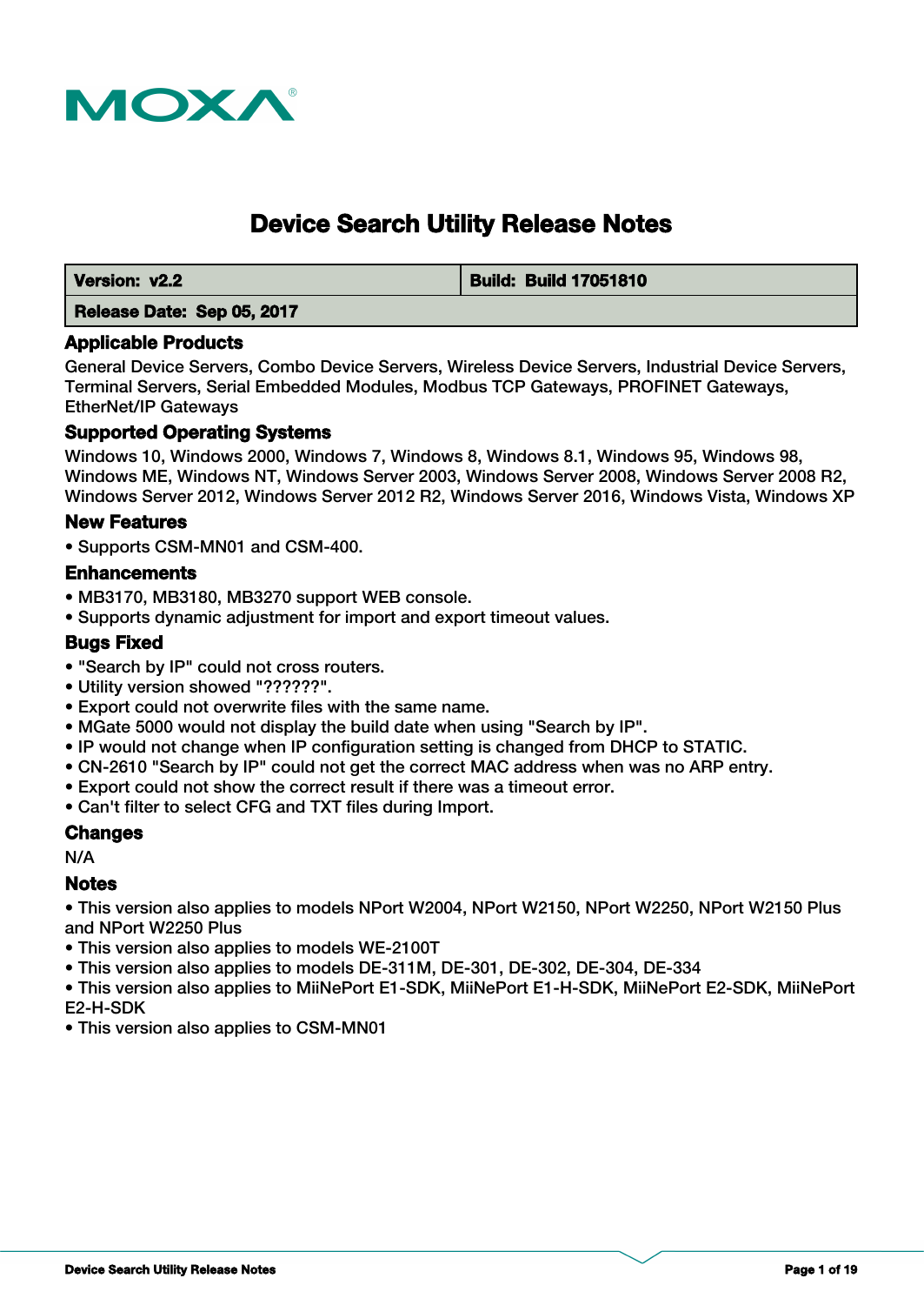MOXA

# Device Search Utility Release Notes

| Version: v2.2 | Build: Build 17051810 |
| --- | --- |
| Release Date: Sep 05, 2017 | |

## Applicable Products

General Device Servers, Combo Device Servers, Wireless Device Servers, Industrial Device Servers, Terminal Servers, Serial Embedded Modules, Modbus TCP Gateways, PROFINET Gateways, EtherNet/IP Gateways

## Supported Operating Systems

Windows 10, Windows 2000, Windows 7, Windows 8, Windows 8.1, Windows 95, Windows 98, Windows ME, Windows NT, Windows Server 2003, Windows Server 2008, Windows Server 2008 R2, Windows Server 2012, Windows Server 2012 R2, Windows Server 2016, Windows Vista, Windows XP

## New Features

- Supports CSM-MN01 and CSM-400.

## Enhancements

- MB3170, MB3180, MB3270 support WEB console.
- Supports dynamic adjustment for import and export timeout values.

## Bugs Fixed

- "Search by IP" could not cross routers.
- Utility version showed "??????".
- Export could not overwrite files with the same name.
- MGate 5000 would not display the build date when using "Search by IP".
- IP would not change when IP configuration setting is changed from DHCP to STATIC.
- CN-2610 "Search by IP" could not get the correct MAC address when was no ARP entry.
- Export could not show the correct result if there was a timeout error.
- Can't filter to select CFG and TXT files during Import.

## Changes

N/A

## Notes

- This version also applies to models NPort W2004, NPort W2150, NPort W2250, NPort W2150 Plus and NPort W2250 Plus
- This version also applies to models WE-2100T
- This version also applies to models DE-311M, DE-301, DE-302, DE-304, DE-334
- This version also applies to MiiNePort E1-SDK, MiiNePort E1-H-SDK, MiiNePort E2-SDK, MiiNePort E2-H-SDK
- This version also applies to CSM-MN01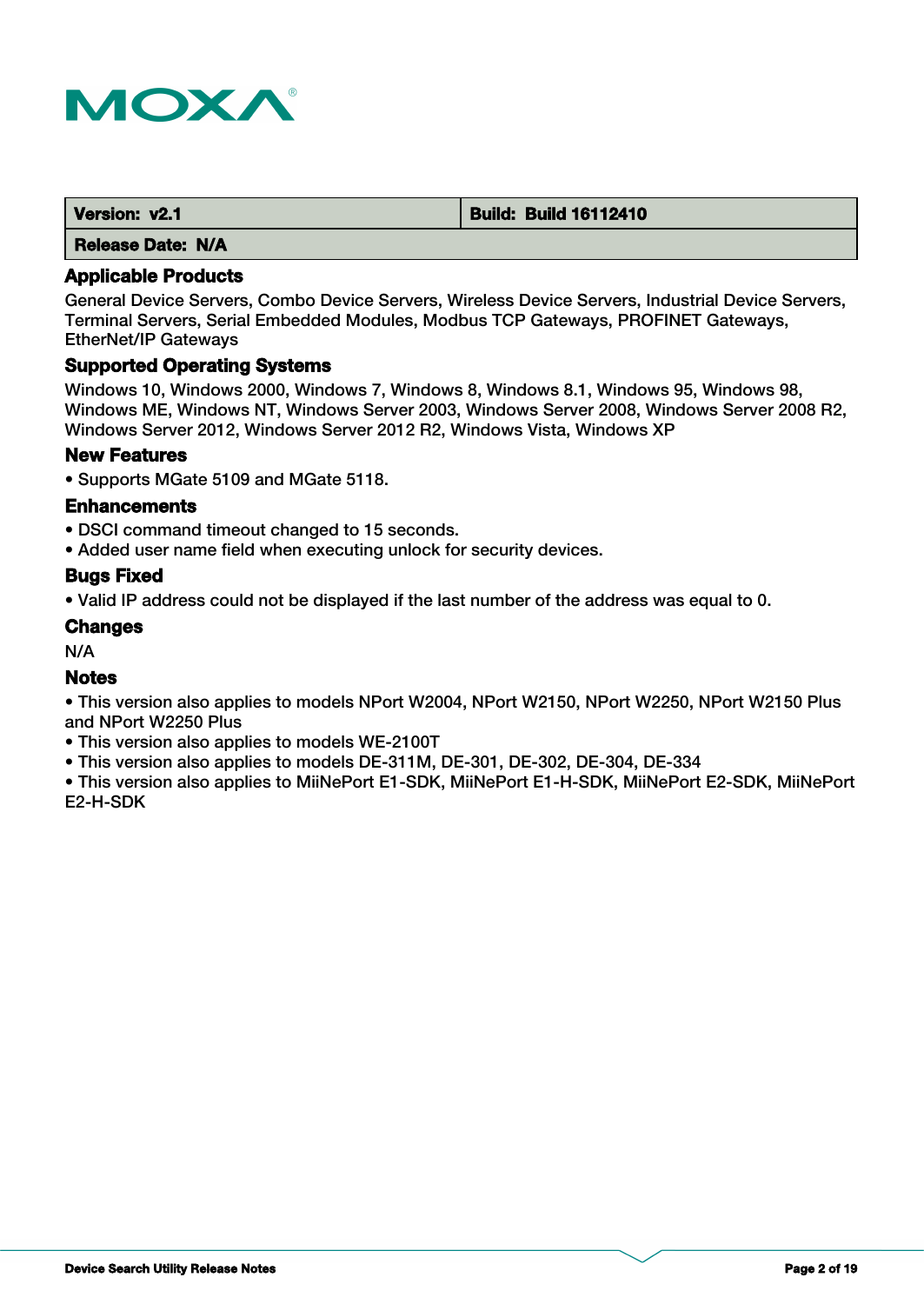| Version: v2.1 | Build: Build 16112410 |
| --- | --- |
| Release Date: N/A | |

### Applicable Products

General Device Servers, Combo Device Servers, Wireless Device Servers, Industrial Device Servers, Terminal Servers, Serial Embedded Modules, Modbus TCP Gateways, PROFINET Gateways, EtherNet/IP Gateways

### Supported Operating Systems

Windows 10, Windows 2000, Windows 7, Windows 8, Windows 8.1, Windows 95, Windows 98, Windows ME, Windows NT, Windows Server 2003, Windows Server 2008, Windows Server 2008 R2, Windows Server 2012, Windows Server 2012 R2, Windows Vista, Windows XP

### New Features

- Supports MGate 5109 and MGate 5118.

### Enhancements

- DSCI command timeout changed to 15 seconds.
- Added user name field when executing unlock for security devices.

### Bugs Fixed

- Valid IP address could not be displayed if the last number of the address was equal to 0.

### Changes

N/A

### Notes

- This version also applies to models NPort W2004, NPort W2150, NPort W2250, NPort W2150 Plus and NPort W2250 Plus
- This version also applies to models WE-2100T
- This version also applies to models DE-311M, DE-301, DE-302, DE-304, DE-334
- This version also applies to MiiNePort E1-SDK, MiiNePort E1-H-SDK, MiiNePort E2-SDK, MiiNePort E2-H-SDK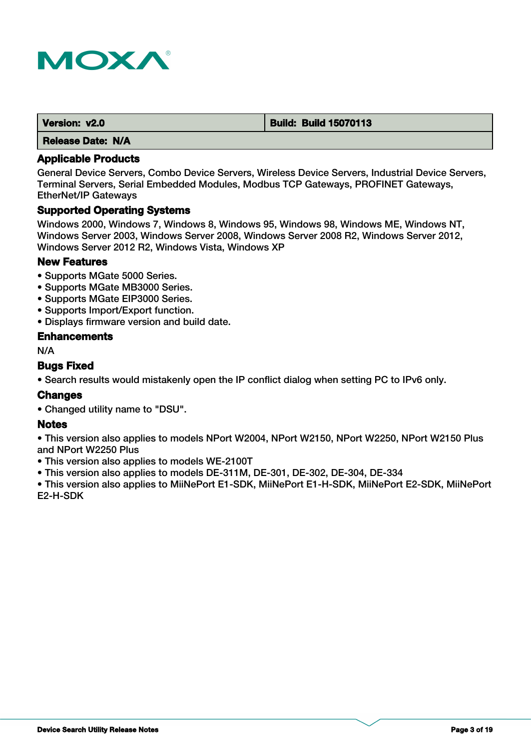| Version: v2.0 | Build: Build 15070113 |
| --- | --- |
| Release Date: N/A | |

### Applicable Products

General Device Servers, Combo Device Servers, Wireless Device Servers, Industrial Device Servers, Terminal Servers, Serial Embedded Modules, Modbus TCP Gateways, PROFINET Gateways, EtherNet/IP Gateways

### Supported Operating Systems

Windows 2000, Windows 7, Windows 8, Windows 95, Windows 98, Windows ME, Windows NT, Windows Server 2003, Windows Server 2008, Windows Server 2008 R2, Windows Server 2012, Windows Server 2012 R2, Windows Vista, Windows XP

### New Features

- Supports MGate 5000 Series.
- Supports MGate MB3000 Series.
- Supports MGate EIP3000 Series.
- Supports Import/Export function.
- Displays firmware version and build date.

### Enhancements

N/A

### Bugs Fixed

- Search results would mistakenly open the IP conflict dialog when setting PC to IPv6 only.

### Changes

- Changed utility name to "DSU".

### Notes

- This version also applies to models NPort W2004, NPort W2150, NPort W2250, NPort W2150 Plus and NPort W2250 Plus
- This version also applies to models WE-2100T
- This version also applies to models DE-311M, DE-301, DE-302, DE-304, DE-334
- This version also applies to MiiNePort E1-SDK, MiiNePort E1-H-SDK, MiiNePort E2-SDK, MiiNePort E2-H-SDK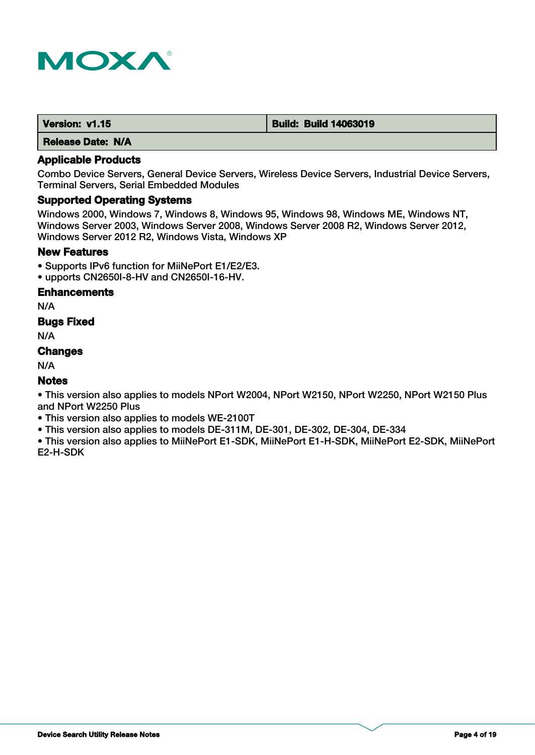| Version: v1.15 | Build: Build 14063019 |
| --- | --- |
| Release Date: N/A | |

### Applicable Products

Combo Device Servers, General Device Servers, Wireless Device Servers, Industrial Device Servers, Terminal Servers, Serial Embedded Modules

### Supported Operating Systems

Windows 2000, Windows 7, Windows 8, Windows 95, Windows 98, Windows ME, Windows NT, Windows Server 2003, Windows Server 2008, Windows Server 2008 R2, Windows Server 2012, Windows Server 2012 R2, Windows Vista, Windows XP

### New Features

- Supports IPv6 function for MiiNePort E1/E2/E3.
- upports CN2650I-8-HV and CN2650I-16-HV.

### Enhancements

N/A

### Bugs Fixed

N/A

### Changes

N/A

### Notes

- This version also applies to models NPort W2004, NPort W2150, NPort W2250, NPort W2150 Plus and NPort W2250 Plus
- This version also applies to models WE-2100T
- This version also applies to models DE-311M, DE-301, DE-302, DE-304, DE-334
- This version also applies to MiiNePort E1-SDK, MiiNePort E1-H-SDK, MiiNePort E2-SDK, MiiNePort E2-H-SDK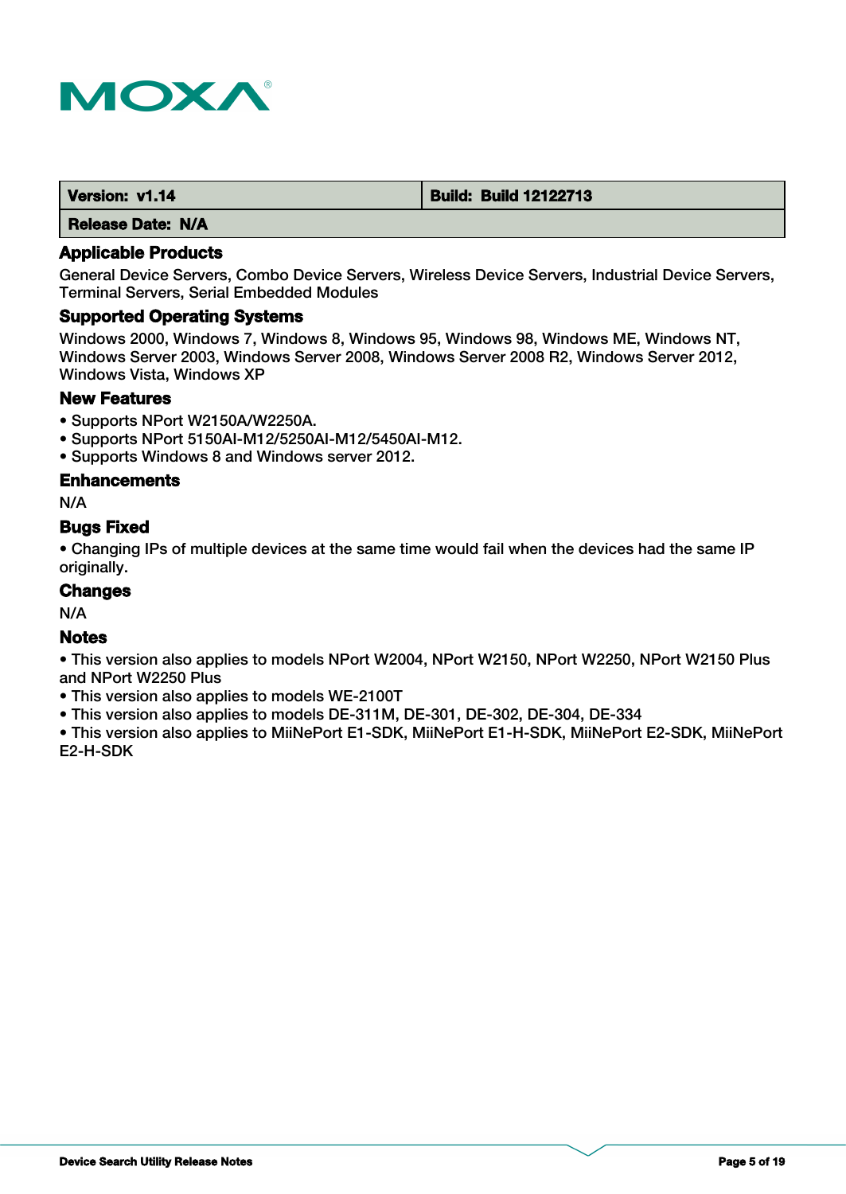| Version: v1.14 | Build: Build 12122713 |
| --- | --- |
| Release Date: N/A | |

### Applicable Products

General Device Servers, Combo Device Servers, Wireless Device Servers, Industrial Device Servers, Terminal Servers, Serial Embedded Modules

### Supported Operating Systems

Windows 2000, Windows 7, Windows 8, Windows 95, Windows 98, Windows ME, Windows NT, Windows Server 2003, Windows Server 2008, Windows Server 2008 R2, Windows Server 2012, Windows Vista, Windows XP

### New Features

- Supports NPort W2150A/W2250A.
- Supports NPort 5150AI-M12/5250AI-M12/5450AI-M12.
- Supports Windows 8 and Windows server 2012.

### Enhancements

N/A

### Bugs Fixed

- Changing IPs of multiple devices at the same time would fail when the devices had the same IP originally.

### Changes

N/A

### Notes

- This version also applies to models NPort W2004, NPort W2150, NPort W2250, NPort W2150 Plus and NPort W2250 Plus
- This version also applies to models WE-2100T
- This version also applies to models DE-311M, DE-301, DE-302, DE-304, DE-334
- This version also applies to MiiNePort E1-SDK, MiiNePort E1-H-SDK, MiiNePort E2-SDK, MiiNePort E2-H-SDK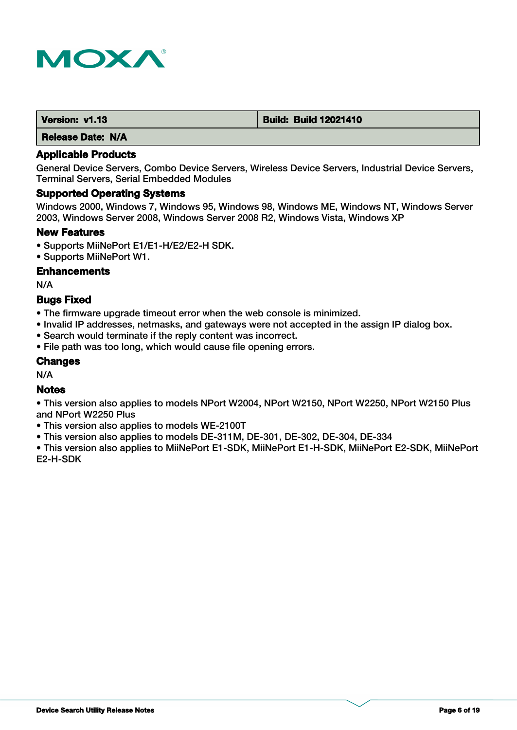| Version: v1.13 | Build: Build 12021410 |
| --- | --- |
| Release Date: N/A | |

### Applicable Products

General Device Servers, Combo Device Servers, Wireless Device Servers, Industrial Device Servers, Terminal Servers, Serial Embedded Modules

### Supported Operating Systems

Windows 2000, Windows 7, Windows 95, Windows 98, Windows ME, Windows NT, Windows Server 2003, Windows Server 2008, Windows Server 2008 R2, Windows Vista, Windows XP

### New Features

- Supports MiiNePort E1/E1-H/E2/E2-H SDK.
- Supports MiiNePort W1.

### Enhancements

N/A

### Bugs Fixed

- The firmware upgrade timeout error when the web console is minimized.
- Invalid IP addresses, netmasks, and gateways were not accepted in the assign IP dialog box.
- Search would terminate if the reply content was incorrect.
- File path was too long, which would cause file opening errors.

### Changes

N/A

### Notes

- This version also applies to models NPort W2004, NPort W2150, NPort W2250, NPort W2150 Plus and NPort W2250 Plus
- This version also applies to models WE-2100T
- This version also applies to models DE-311M, DE-301, DE-302, DE-304, DE-334
- This version also applies to MiiNePort E1-SDK, MiiNePort E1-H-SDK, MiiNePort E2-SDK, MiiNePort E2-H-SDK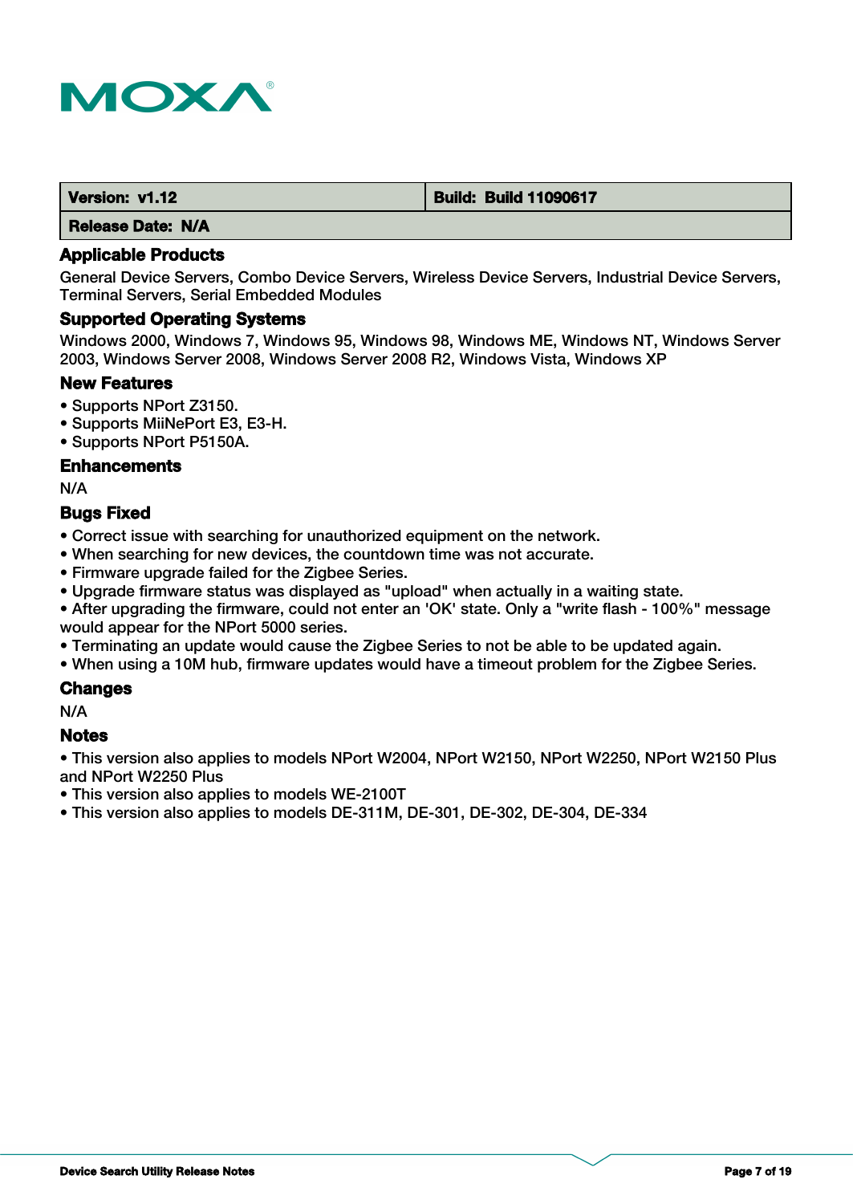| Version: v1.12 | Build: Build 11090617 |
| --- | --- |
| Release Date: N/A | |

### Applicable Products

General Device Servers, Combo Device Servers, Wireless Device Servers, Industrial Device Servers, Terminal Servers, Serial Embedded Modules

### Supported Operating Systems

Windows 2000, Windows 7, Windows 95, Windows 98, Windows ME, Windows NT, Windows Server 2003, Windows Server 2008, Windows Server 2008 R2, Windows Vista, Windows XP

### New Features

- Supports NPort Z3150.
- Supports MiiNePort E3, E3-H.
- Supports NPort P5150A.

### Enhancements

N/A

### Bugs Fixed

- Correct issue with searching for unauthorized equipment on the network.
- When searching for new devices, the countdown time was not accurate.
- Firmware upgrade failed for the Zigbee Series.
- Upgrade firmware status was displayed as "upload" when actually in a waiting state.
- After upgrading the firmware, could not enter an 'OK' state. Only a "write flash - 100%" message would appear for the NPort 5000 series.
- Terminating an update would cause the Zigbee Series to not be able to be updated again.
- When using a 10M hub, firmware updates would have a timeout problem for the Zigbee Series.

### Changes

N/A

### Notes

- This version also applies to models NPort W2004, NPort W2150, NPort W2250, NPort W2150 Plus and NPort W2250 Plus
- This version also applies to models WE-2100T
- This version also applies to models DE-311M, DE-301, DE-302, DE-304, DE-334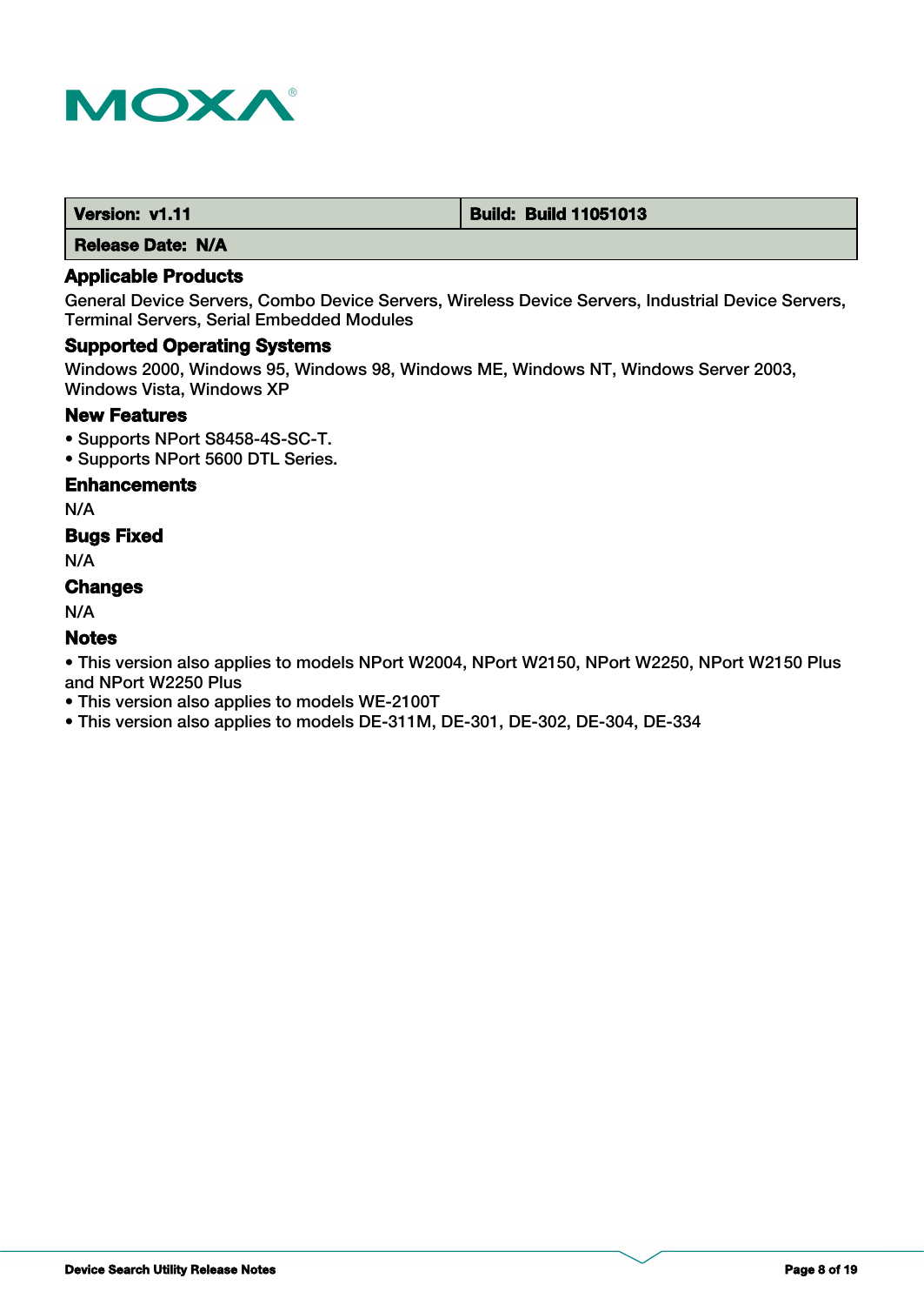| Version: v1.11 | Build: Build 11051013 |
| --- | --- |
| Release Date: N/A | |

### Applicable Products

General Device Servers, Combo Device Servers, Wireless Device Servers, Industrial Device Servers, Terminal Servers, Serial Embedded Modules

### Supported Operating Systems

Windows 2000, Windows 95, Windows 98, Windows ME, Windows NT, Windows Server 2003, Windows Vista, Windows XP

### New Features

- Supports NPort S8458-4S-SC-T.
- Supports NPort 5600 DTL Series.

### Enhancements

N/A

### Bugs Fixed

N/A

### Changes

N/A

### Notes

- This version also applies to models NPort W2004, NPort W2150, NPort W2250, NPort W2150 Plus and NPort W2250 Plus
- This version also applies to models WE-2100T
- This version also applies to models DE-311M, DE-301, DE-302, DE-304, DE-334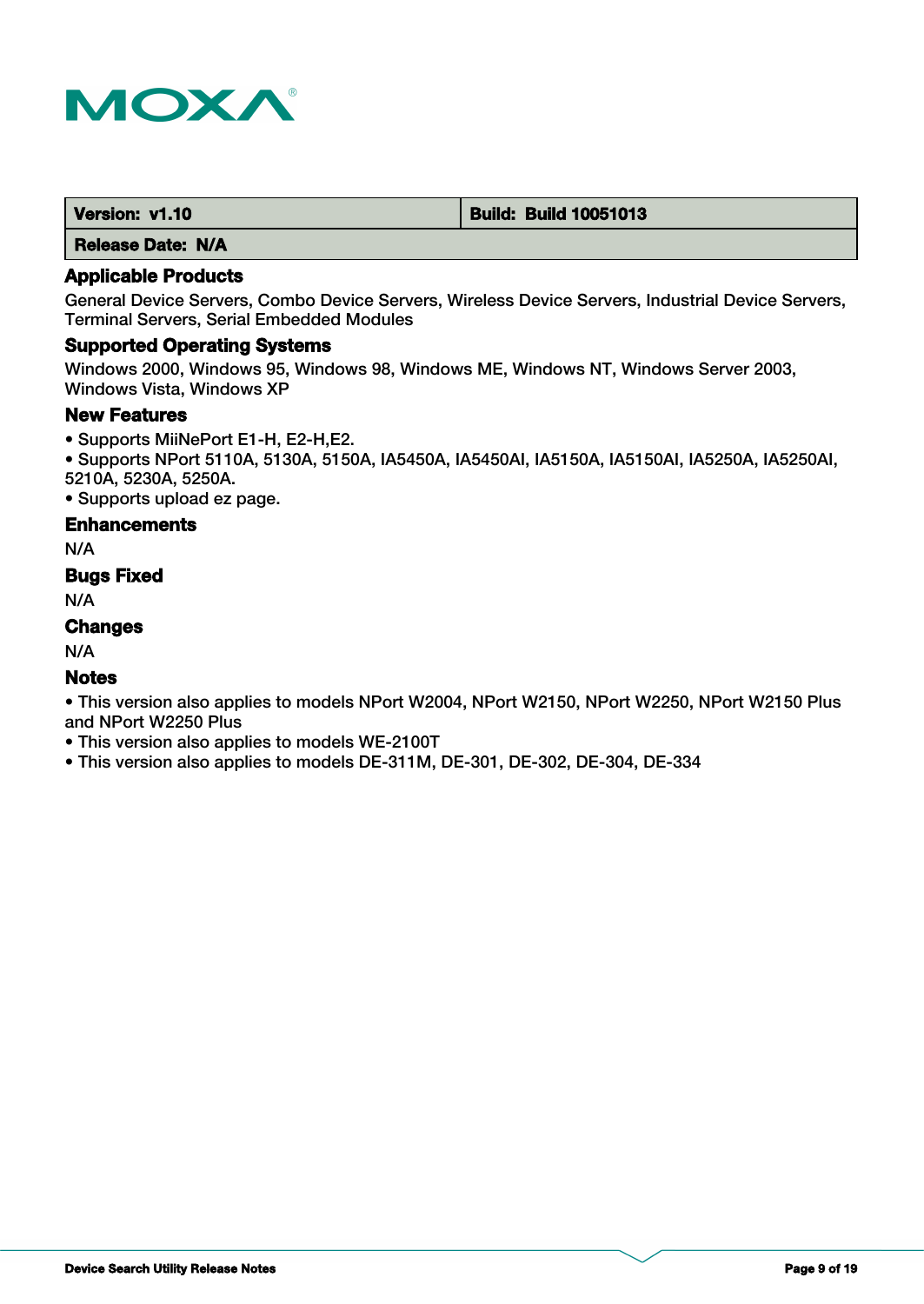| Version: v1.10 | Build: Build 10051013 |
| --- | --- |
| Release Date: N/A | |

### Applicable Products

General Device Servers, Combo Device Servers, Wireless Device Servers, Industrial Device Servers, Terminal Servers, Serial Embedded Modules

### Supported Operating Systems

Windows 2000, Windows 95, Windows 98, Windows ME, Windows NT, Windows Server 2003, Windows Vista, Windows XP

### New Features

- Supports MiiNePort E1-H, E2-H,E2.
- Supports NPort 5110A, 5130A, 5150A, IA5450A, IA5450AI, IA5150A, IA5150AI, IA5250A, IA5250AI, 5210A, 5230A, 5250A.
- Supports upload ez page.

### Enhancements

N/A

### Bugs Fixed

N/A

### Changes

N/A

### Notes

- This version also applies to models NPort W2004, NPort W2150, NPort W2250, NPort W2150 Plus and NPort W2250 Plus
- This version also applies to models WE-2100T
- This version also applies to models DE-311M, DE-301, DE-302, DE-304, DE-334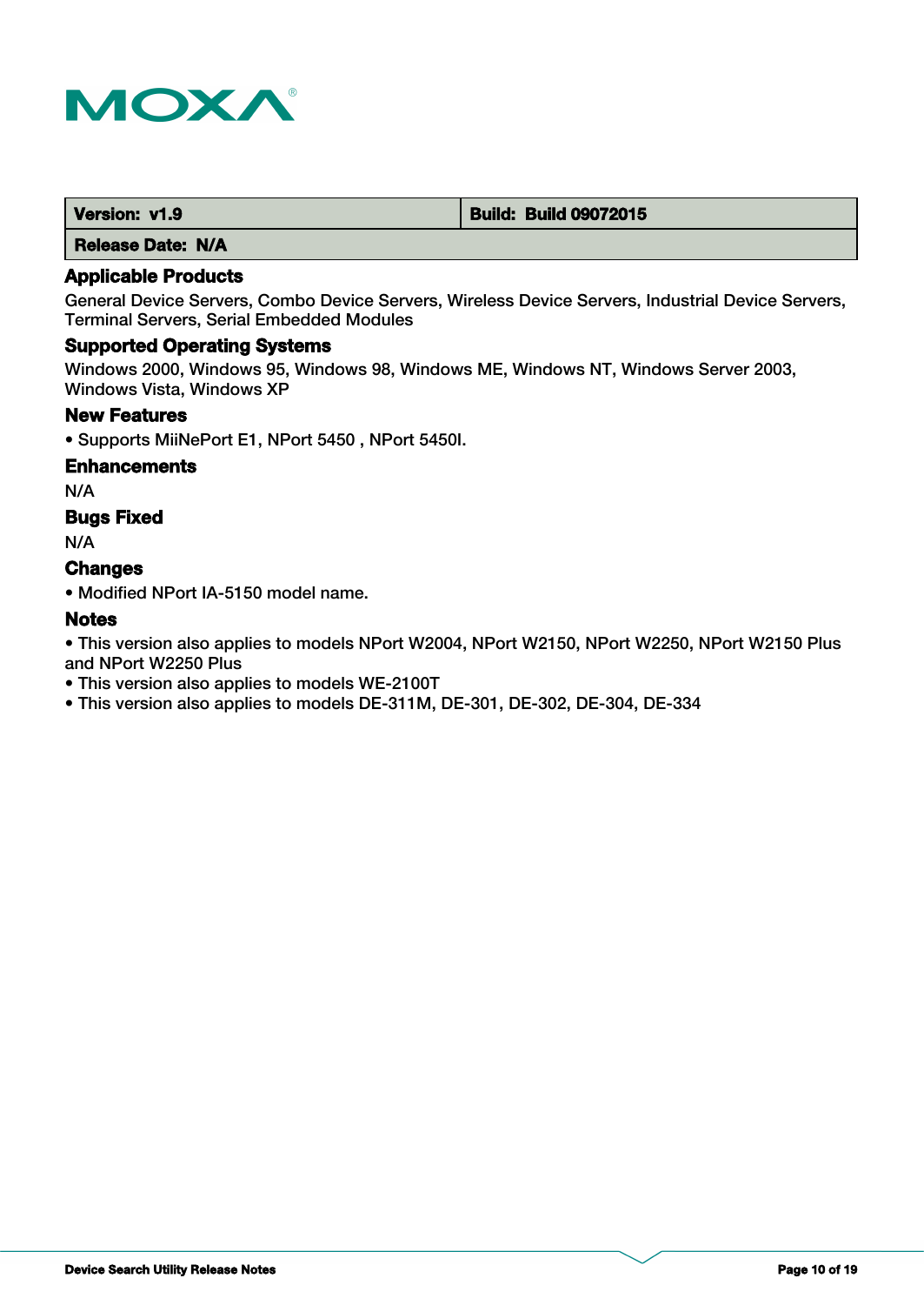| Version: v1.9 | Build: Build 09072015 |
| --- | --- |
| Release Date: N/A | |

### Applicable Products

General Device Servers, Combo Device Servers, Wireless Device Servers, Industrial Device Servers, Terminal Servers, Serial Embedded Modules

### Supported Operating Systems

Windows 2000, Windows 95, Windows 98, Windows ME, Windows NT, Windows Server 2003, Windows Vista, Windows XP

### New Features

- Supports MiiNePort E1, NPort 5450 , NPort 5450I.

### Enhancements

N/A

### Bugs Fixed

N/A

### Changes

- Modified NPort IA-5150 model name.

### Notes

- This version also applies to models NPort W2004, NPort W2150, NPort W2250, NPort W2150 Plus and NPort W2250 Plus
- This version also applies to models WE-2100T
- This version also applies to models DE-311M, DE-301, DE-302, DE-304, DE-334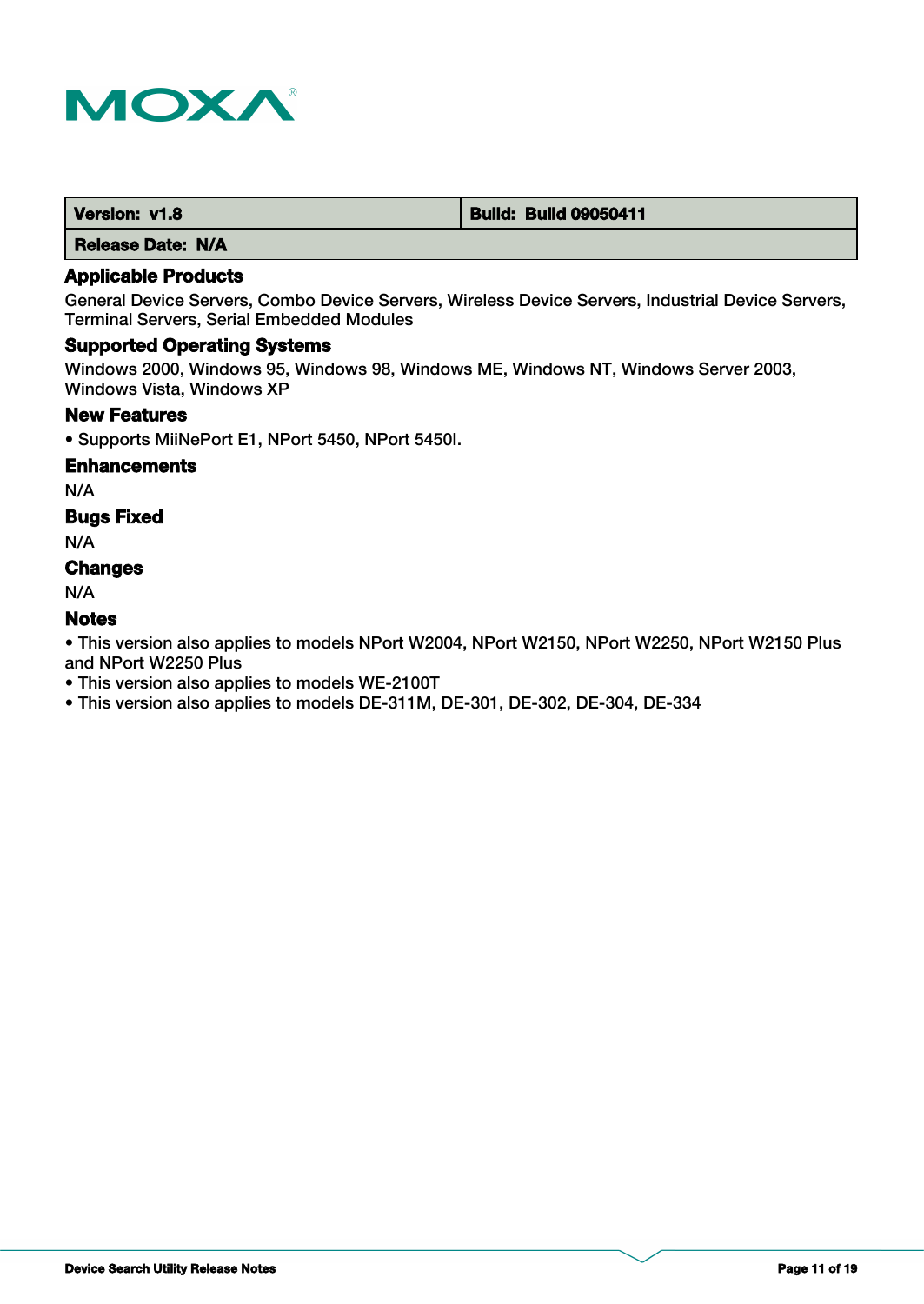| Version: v1.8 | Build: Build 09050411 |
| --- | --- |
| Release Date: N/A | |

### Applicable Products

General Device Servers, Combo Device Servers, Wireless Device Servers, Industrial Device Servers, Terminal Servers, Serial Embedded Modules

### Supported Operating Systems

Windows 2000, Windows 95, Windows 98, Windows ME, Windows NT, Windows Server 2003, Windows Vista, Windows XP

### New Features

- Supports MiiNePort E1, NPort 5450, NPort 5450I.

### Enhancements

N/A

### Bugs Fixed

N/A

### Changes

N/A

### Notes

- This version also applies to models NPort W2004, NPort W2150, NPort W2250, NPort W2150 Plus and NPort W2250 Plus
- This version also applies to models WE-2100T
- This version also applies to models DE-311M, DE-301, DE-302, DE-304, DE-334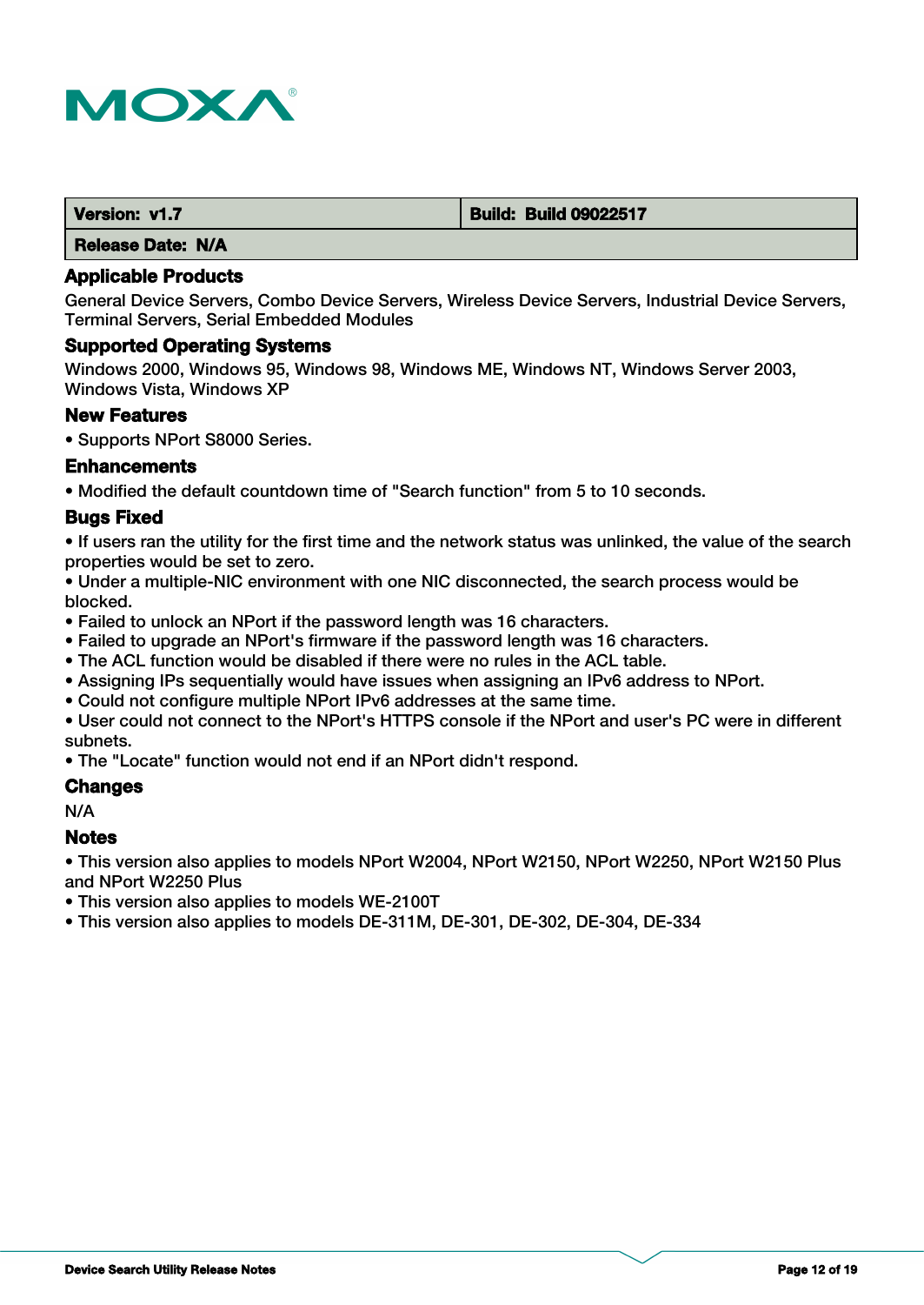| Version: v1.7 | Build: Build 09022517 |
| --- | --- |
| Release Date: N/A | |

### Applicable Products

General Device Servers, Combo Device Servers, Wireless Device Servers, Industrial Device Servers, Terminal Servers, Serial Embedded Modules

### Supported Operating Systems

Windows 2000, Windows 95, Windows 98, Windows ME, Windows NT, Windows Server 2003, Windows Vista, Windows XP

### New Features

- Supports NPort S8000 Series.

### Enhancements

- Modified the default countdown time of "Search function" from 5 to 10 seconds.

### Bugs Fixed

- If users ran the utility for the first time and the network status was unlinked, the value of the search properties would be set to zero.
- Under a multiple-NIC environment with one NIC disconnected, the search process would be blocked.
- Failed to unlock an NPort if the password length was 16 characters.
- Failed to upgrade an NPort's firmware if the password length was 16 characters.
- The ACL function would be disabled if there were no rules in the ACL table.
- Assigning IPs sequentially would have issues when assigning an IPv6 address to NPort.
- Could not configure multiple NPort IPv6 addresses at the same time.
- User could not connect to the NPort's HTTPS console if the NPort and user's PC were in different subnets.
- The "Locate" function would not end if an NPort didn't respond.

### Changes

N/A

### Notes

- This version also applies to models NPort W2004, NPort W2150, NPort W2250, NPort W2150 Plus and NPort W2250 Plus
- This version also applies to models WE-2100T
- This version also applies to models DE-311M, DE-301, DE-302, DE-304, DE-334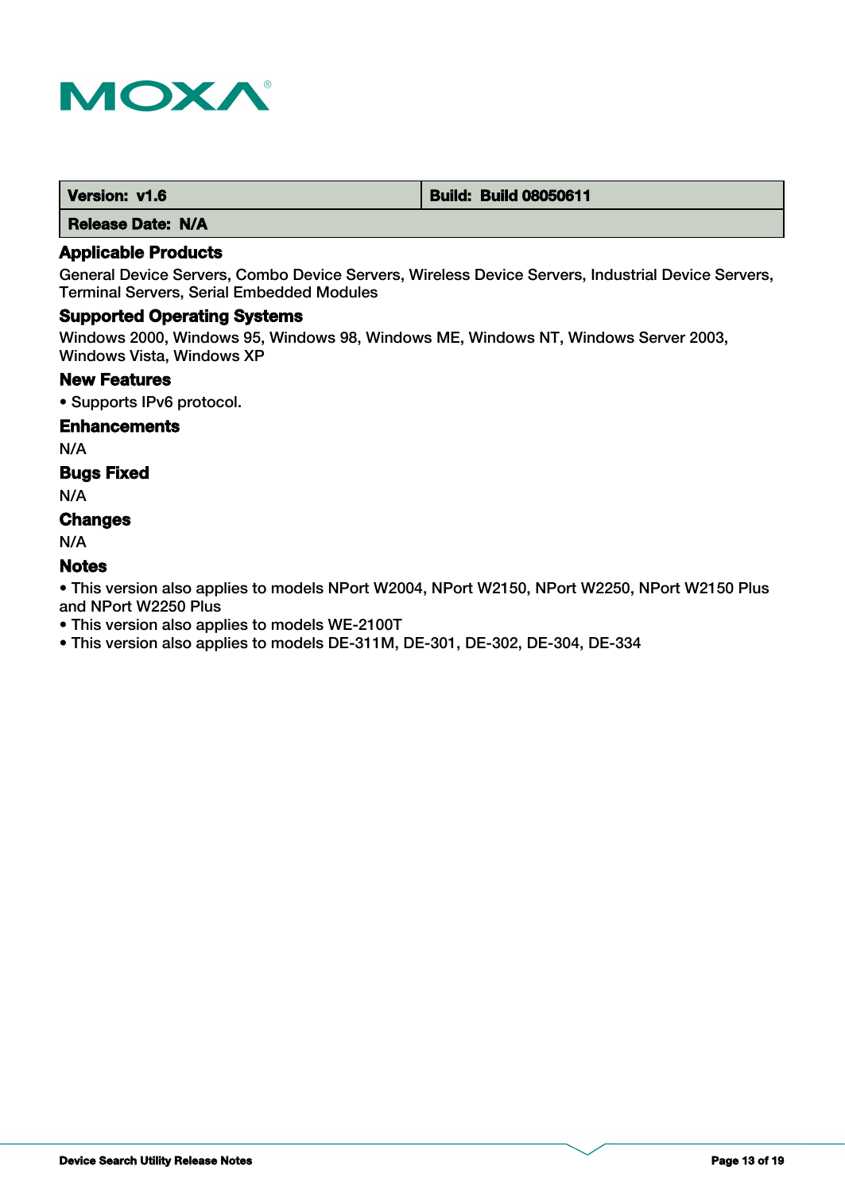| Version: v1.6 | Build: Build 08050611 |
|---|---|
| Release Date: N/A | |

### Applicable Products

General Device Servers, Combo Device Servers, Wireless Device Servers, Industrial Device Servers, Terminal Servers, Serial Embedded Modules

### Supported Operating Systems

Windows 2000, Windows 95, Windows 98, Windows ME, Windows NT, Windows Server 2003, Windows Vista, Windows XP

### New Features

- Supports IPv6 protocol.

### Enhancements

N/A

### Bugs Fixed

N/A

### Changes

N/A

### Notes

- This version also applies to models NPort W2004, NPort W2150, NPort W2250, NPort W2150 Plus and NPort W2250 Plus
- This version also applies to models WE-2100T
- This version also applies to models DE-311M, DE-301, DE-302, DE-304, DE-334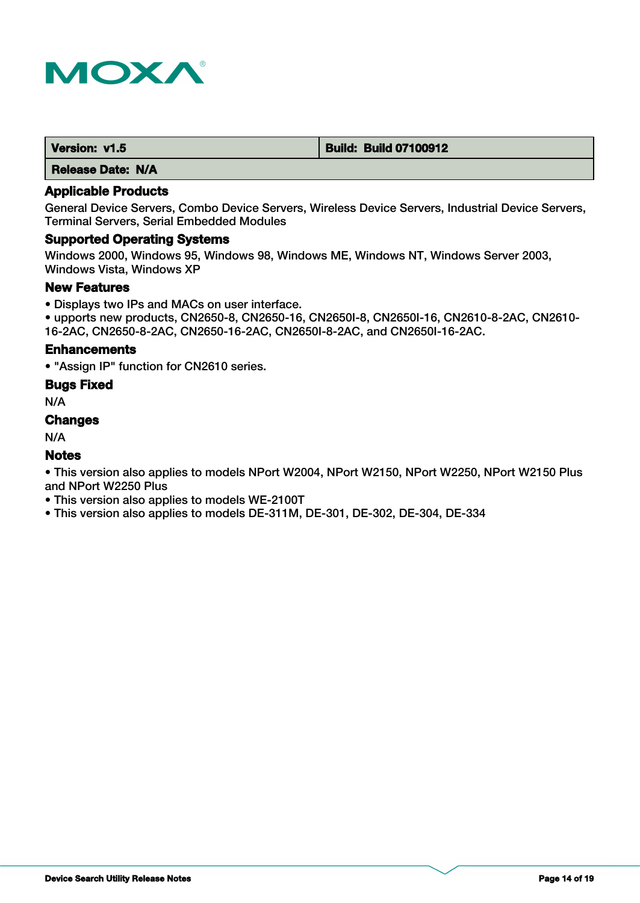| Version: v1.5 | Build: Build 07100912 |
|---|---|
| Release Date: N/A | |

### Applicable Products

General Device Servers, Combo Device Servers, Wireless Device Servers, Industrial Device Servers, Terminal Servers, Serial Embedded Modules

### Supported Operating Systems

Windows 2000, Windows 95, Windows 98, Windows ME, Windows NT, Windows Server 2003, Windows Vista, Windows XP

### New Features

- Displays two IPs and MACs on user interface.
- upports new products, CN2650-8, CN2650-16, CN2650I-8, CN2650I-16, CN2610-8-2AC, CN2610-16-2AC, CN2650-8-2AC, CN2650-16-2AC, CN2650I-8-2AC, and CN2650I-16-2AC.

### Enhancements

- "Assign IP" function for CN2610 series.

### Bugs Fixed

N/A

### Changes

N/A

### Notes

- This version also applies to models NPort W2004, NPort W2150, NPort W2250, NPort W2150 Plus and NPort W2250 Plus
- This version also applies to models WE-2100T
- This version also applies to models DE-311M, DE-301, DE-302, DE-304, DE-334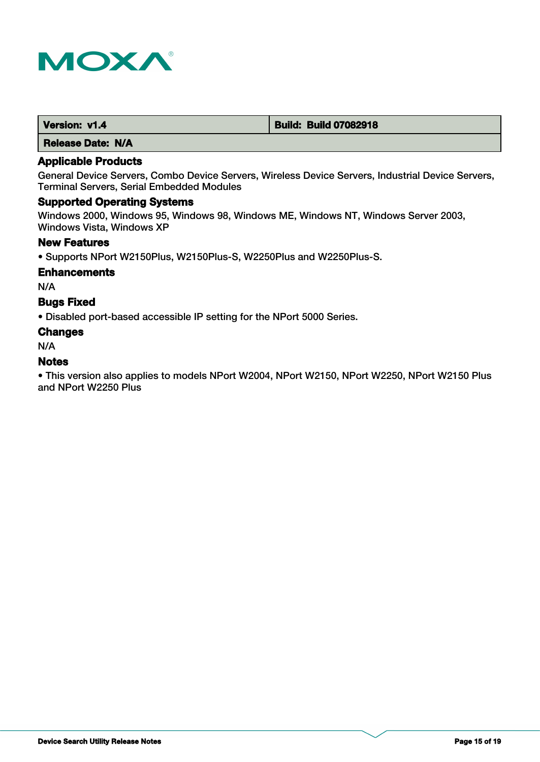| Version: v1.4 | Build: Build 07082918 |
| --- | --- |
| Release Date: N/A | |

### Applicable Products

General Device Servers, Combo Device Servers, Wireless Device Servers, Industrial Device Servers, Terminal Servers, Serial Embedded Modules

### Supported Operating Systems

Windows 2000, Windows 95, Windows 98, Windows ME, Windows NT, Windows Server 2003, Windows Vista, Windows XP

### New Features

- Supports NPort W2150Plus, W2150Plus-S, W2250Plus and W2250Plus-S.

### Enhancements

N/A

### Bugs Fixed

- Disabled port-based accessible IP setting for the NPort 5000 Series.

### Changes

N/A

### Notes

- This version also applies to models NPort W2004, NPort W2150, NPort W2250, NPort W2150 Plus and NPort W2250 Plus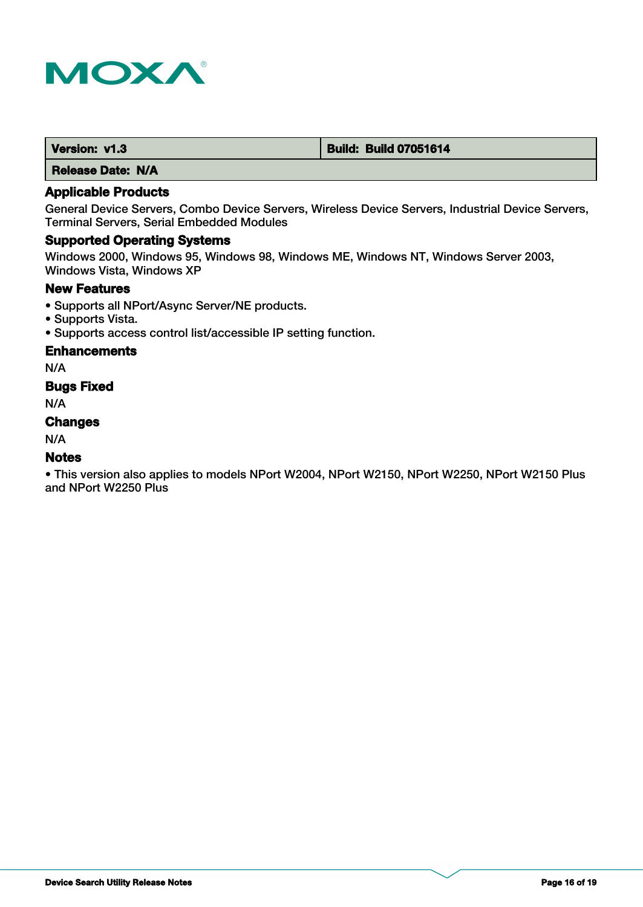| Version: v1.3 | Build: Build 07051614 |
| --- | --- |
| Release Date: N/A | |

## Applicable Products

General Device Servers, Combo Device Servers, Wireless Device Servers, Industrial Device Servers, Terminal Servers, Serial Embedded Modules

## Supported Operating Systems

Windows 2000, Windows 95, Windows 98, Windows ME, Windows NT, Windows Server 2003, Windows Vista, Windows XP

## New Features

- Supports all NPort/Async Server/NE products.
- Supports Vista.
- Supports access control list/accessible IP setting function.

## Enhancements

N/A

## Bugs Fixed

N/A

## Changes

N/A

## Notes

- This version also applies to models NPort W2004, NPort W2150, NPort W2250, NPort W2150 Plus and NPort W2250 Plus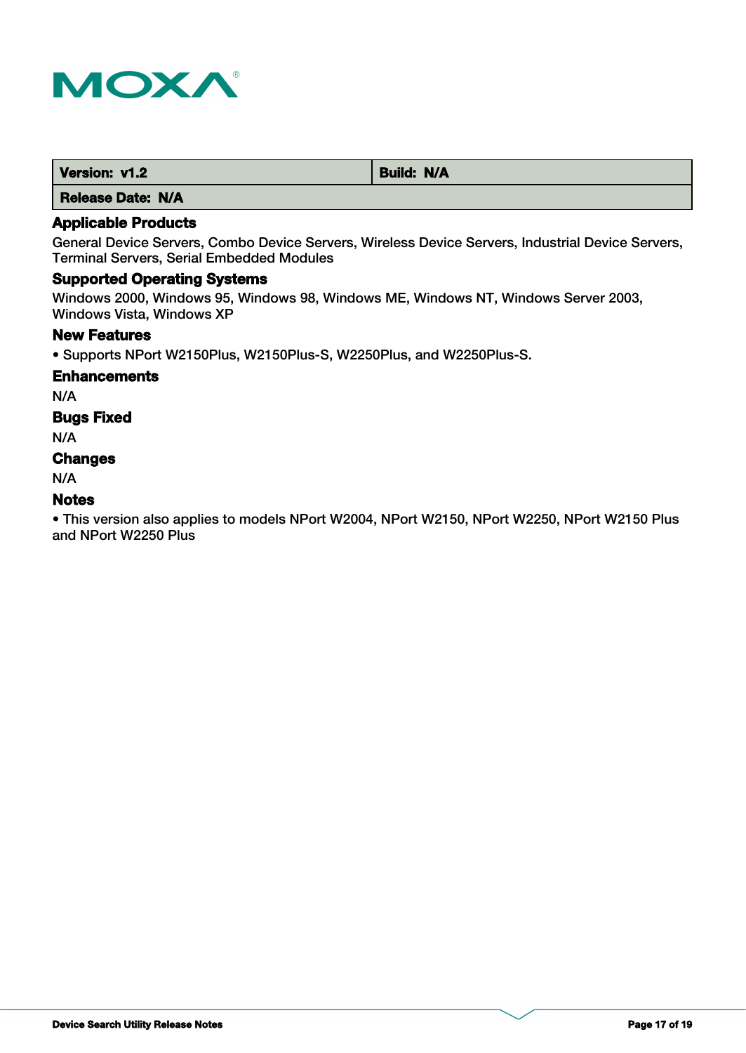| Version: v1.2 | Build: N/A |
| --- | --- |
| Release Date: N/A | |

### Applicable Products

General Device Servers, Combo Device Servers, Wireless Device Servers, Industrial Device Servers, Terminal Servers, Serial Embedded Modules

### Supported Operating Systems

Windows 2000, Windows 95, Windows 98, Windows ME, Windows NT, Windows Server 2003, Windows Vista, Windows XP

### New Features

- Supports NPort W2150Plus, W2150Plus-S, W2250Plus, and W2250Plus-S.

### Enhancements

N/A

### Bugs Fixed

N/A

### Changes

N/A

### Notes

- This version also applies to models NPort W2004, NPort W2150, NPort W2250, NPort W2150 Plus and NPort W2250 Plus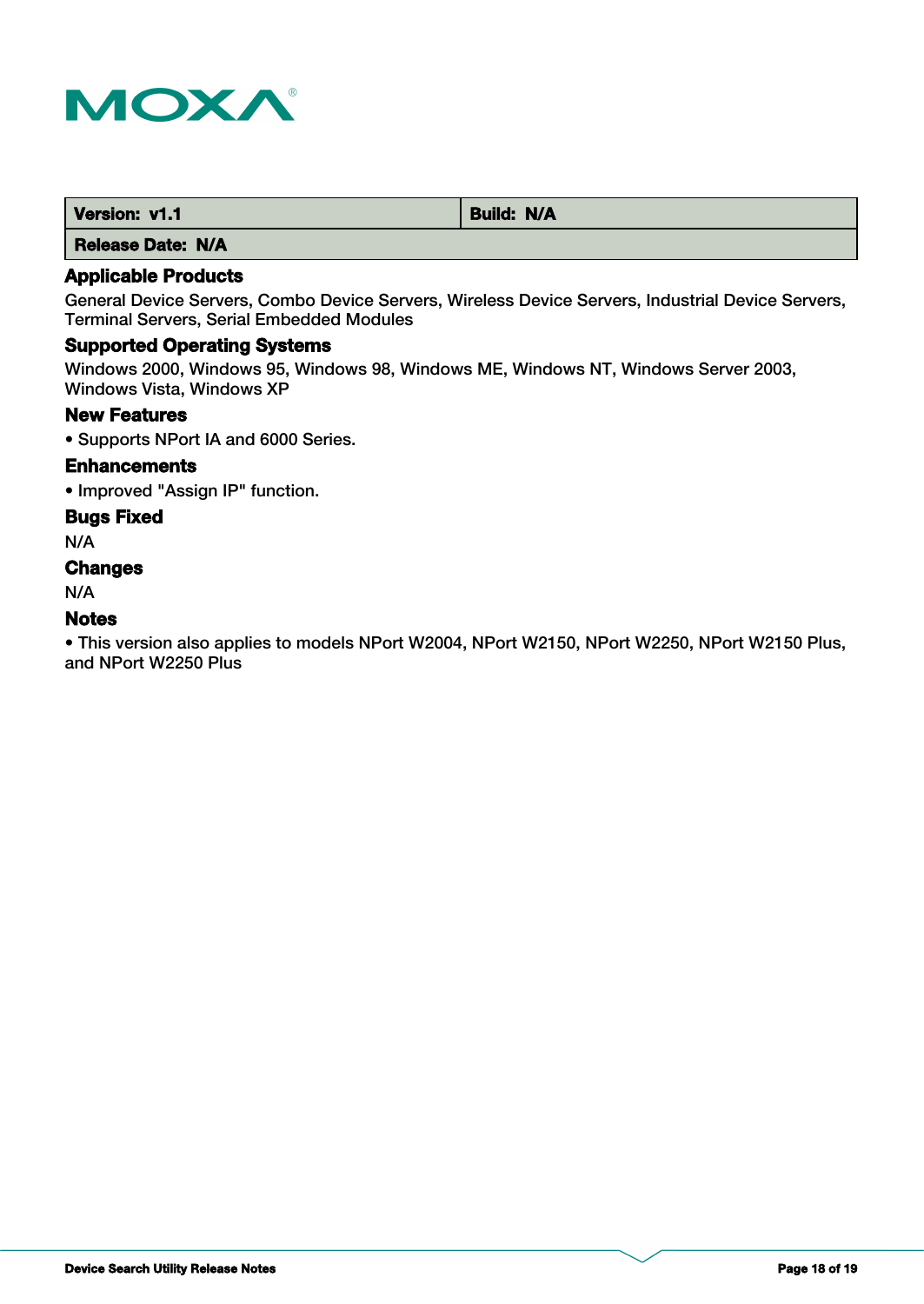| Version: v1.1 | Build: N/A |
| --- | --- |
| Release Date: N/A | |

### Applicable Products

General Device Servers, Combo Device Servers, Wireless Device Servers, Industrial Device Servers, Terminal Servers, Serial Embedded Modules

### Supported Operating Systems

Windows 2000, Windows 95, Windows 98, Windows ME, Windows NT, Windows Server 2003, Windows Vista, Windows XP

### New Features

- Supports NPort IA and 6000 Series.

### Enhancements

- Improved "Assign IP" function.

### Bugs Fixed

N/A

### Changes

N/A

### Notes

- This version also applies to models NPort W2004, NPort W2150, NPort W2250, NPort W2150 Plus, and NPort W2250 Plus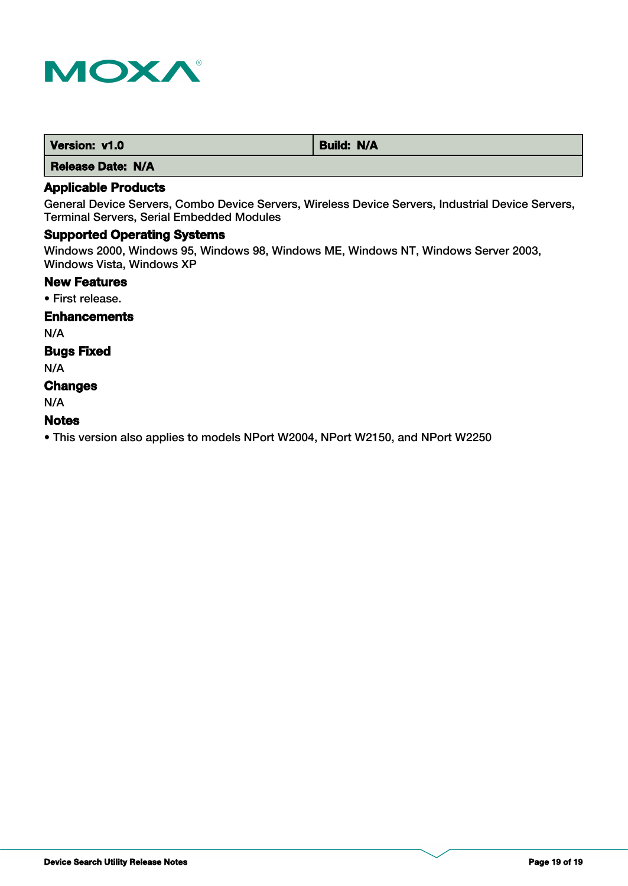| Version: v1.0 | Build: N/A |
| --- | --- |
| Release Date: N/A | |

### Applicable Products

General Device Servers, Combo Device Servers, Wireless Device Servers, Industrial Device Servers, Terminal Servers, Serial Embedded Modules

### Supported Operating Systems

Windows 2000, Windows 95, Windows 98, Windows ME, Windows NT, Windows Server 2003, Windows Vista, Windows XP

### New Features

- First release.

### Enhancements

N/A

### Bugs Fixed

N/A

### Changes

N/A

### Notes

- This version also applies to models NPort W2004, NPort W2150, and NPort W2250